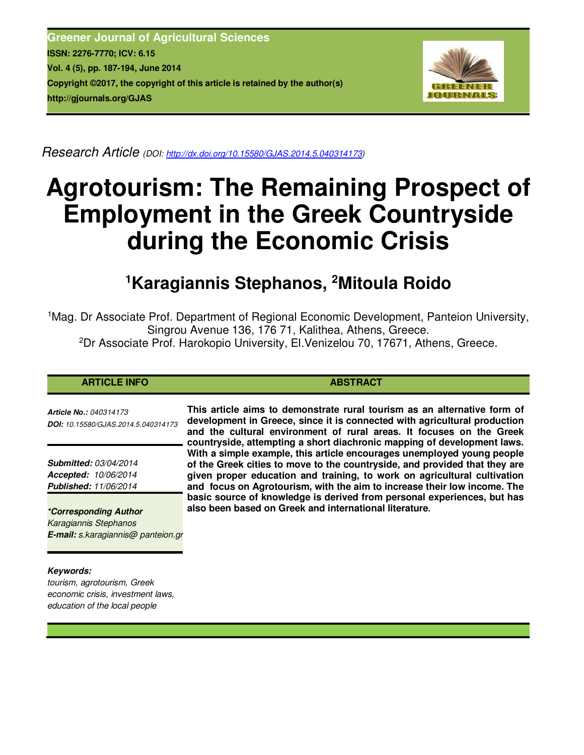Greener Journal of Agricultural Sciences
ISSN: 2276-7770; ICV: 6.15
Vol. 4 (5), pp. 187-194, June 2014
Copyright ©2017, the copyright of this article is retained by the author(s)
http://gjournals.org/GJAS

*Research Article (DOI: http://dx.doi.org/10.15580/GJAS.2014.5.040314173)*

# Agrotourism: The Remaining Prospect of Employment in the Greek Countryside during the Economic Crisis

## [1]Karagiannis Stephanos, [2]Mitoula Roido

[1]Mag. Dr Associate Prof. Department of Regional Economic Development, Panteion University, Singrou Avenue 136, 176 71, Kalithea, Athens, Greece.
[2]Dr Associate Prof. Harokopio University, El.Venizelou 70, 17671, Athens, Greece.

**ARTICLE INFO**

***Article No.:*** *040314173*
***DOI:*** *10.15580/GJAS.2014.5.040314173*

***Submitted:*** *03/04/2014*
***Accepted:*** *10/06/2014*
***Published:*** *11/06/2014*

***\*Corresponding Author***
*Karagiannis Stephanos*
***E-mail:*** *s.karagiannis@ panteion.gr*

***Keywords:***
*tourism, agrotourism, Greek economic crisis, investment laws, education of the local people*

**ABSTRACT**

**This article aims to demonstrate rural tourism as an alternative form of development in Greece, since it is connected with agricultural production and the cultural environment of rural areas. It focuses on the Greek countryside, attempting a short diachronic mapping of development laws. With a simple example, this article encourages unemployed young people of the Greek cities to move to the countryside, and provided that they are given proper education and training, to work on agricultural cultivation and focus on Agrotourism, with the aim to increase their low income. The basic source of knowledge is derived from personal experiences, but has also been based on Greek and international literature.**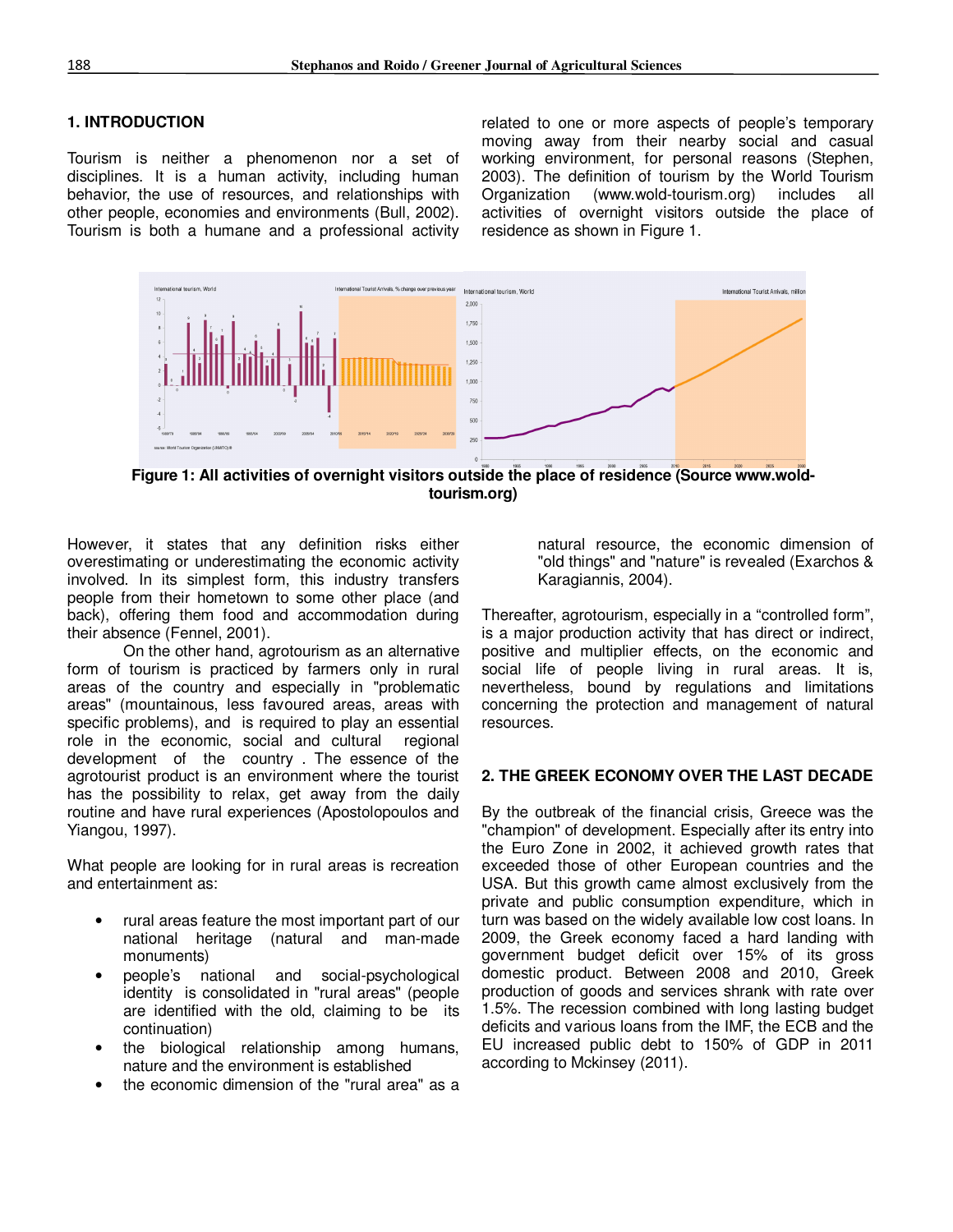## 1. INTRODUCTION

Tourism is neither a phenomenon nor a set of disciplines. It is a human activity, including human behavior, the use of resources, and relationships with other people, economies and environments (Bull, 2002). Tourism is both a humane and a professional activity related to one or more aspects of people's temporary moving away from their nearby social and casual working environment, for personal reasons (Stephen, 2003). The definition of tourism by the World Tourism Organization (www.wold-tourism.org) includes all activities of overnight visitors outside the place of residence as shown in Figure 1.

**Figure 1: All activities of overnight visitors outside the place of residence (Source www.wold-tourism.org)**

However, it states that any definition risks either overestimating or underestimating the economic activity involved. In its simplest form, this industry transfers people from their hometown to some other place (and back), offering them food and accommodation during their absence (Fennel, 2001).

On the other hand, agrotourism as an alternative form of tourism is practiced by farmers only in rural areas of the country and especially in "problematic areas" (mountainous, less favoured areas, areas with specific problems), and is required to play an essential role in the economic, social and cultural regional development of the country . The essence of the agrotourist product is an environment where the tourist has the possibility to relax, get away from the daily routine and have rural experiences (Apostolopoulos and Yiangou, 1997).

What people are looking for in rural areas is recreation and entertainment as:

- rural areas feature the most important part of our national heritage (natural and man-made monuments)
- people's national and social-psychological identity is consolidated in "rural areas" (people are identified with the old, claiming to be its continuation)
- the biological relationship among humans, nature and the environment is established
- the economic dimension of the "rural area" as a natural resource, the economic dimension of "old things" and "nature" is revealed (Exarchos & Karagiannis, 2004).

Thereafter, agrotourism, especially in a "controlled form", is a major production activity that has direct or indirect, positive and multiplier effects, on the economic and social life of people living in rural areas. It is, nevertheless, bound by regulations and limitations concerning the protection and management of natural resources.

## 2. THE GREEK ECONOMY OVER THE LAST DECADE

By the outbreak of the financial crisis, Greece was the "champion" of development. Especially after its entry into the Euro Zone in 2002, it achieved growth rates that exceeded those of other European countries and the USA. But this growth came almost exclusively from the private and public consumption expenditure, which in turn was based on the widely available low cost loans. In 2009, the Greek economy faced a hard landing with government budget deficit over 15% of its gross domestic product. Between 2008 and 2010, Greek production of goods and services shrank with rate over 1.5%. The recession combined with long lasting budget deficits and various loans from the IMF, the ECB and the EU increased public debt to 150% of GDP in 2011 according to Mckinsey (2011).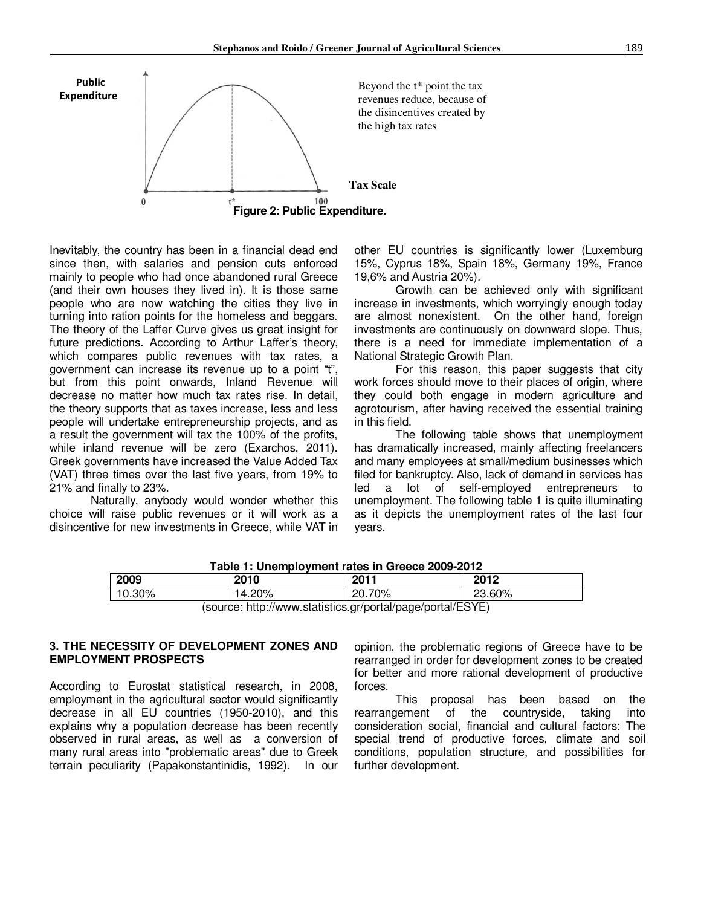Public Expenditure

Beyond the t* point the tax revenues reduce, because of the disincentives created by the high tax rates

Tax Scale

0 t* 100

**Figure 2: Public Expenditure.**

Inevitably, the country has been in a financial dead end since then, with salaries and pension cuts enforced mainly to people who had once abandoned rural Greece (and their own houses they lived in). It is those same people who are now watching the cities they live in turning into ration points for the homeless and beggars. The theory of the Laffer Curve gives us great insight for future predictions. According to Arthur Laffer's theory, which compares public revenues with tax rates, a government can increase its revenue up to a point "t", but from this point onwards, Inland Revenue will decrease no matter how much tax rates rise. In detail, the theory supports that as taxes increase, less and less people will undertake entrepreneurship projects, and as a result the government will tax the 100% of the profits, while inland revenue will be zero (Exarchos, 2011). Greek governments have increased the Value Added Tax (VAT) three times over the last five years, from 19% to 21% and finally to 23%.

Naturally, anybody would wonder whether this choice will raise public revenues or it will work as a disincentive for new investments in Greece, while VAT in other EU countries is significantly lower (Luxemburg 15%, Cyprus 18%, Spain 18%, Germany 19%, France 19,6% and Austria 20%).

Growth can be achieved only with significant increase in investments, which worryingly enough today are almost nonexistent. On the other hand, foreign investments are continuously on downward slope. Thus, there is a need for immediate implementation of a National Strategic Growth Plan.

For this reason, this paper suggests that city work forces should move to their places of origin, where they could both engage in modern agriculture and agrotourism, after having received the essential training in this field.

The following table shows that unemployment has dramatically increased, mainly affecting freelancers and many employees at small/medium businesses which filed for bankruptcy. Also, lack of demand in services has led a lot of self-employed entrepreneurs to unemployment. The following table 1 is quite illuminating as it depicts the unemployment rates of the last four years.

**Table 1: Unemployment rates in Greece 2009-2012**

| 2009 | 2010 | 2011 | 2012 |
|---|---|---|---|
| 10.30% | 14.20% | 20.70% | 23.60% |

(source: http://www.statistics.gr/portal/page/portal/ESYE)

## 3. THE NECESSITY OF DEVELOPMENT ZONES AND EMPLOYMENT PROSPECTS

According to Eurostat statistical research, in 2008, employment in the agricultural sector would significantly decrease in all EU countries (1950-2010), and this explains why a population decrease has been recently observed in rural areas, as well as a conversion of many rural areas into "problematic areas" due to Greek terrain peculiarity (Papakonstantinidis, 1992). In our opinion, the problematic regions of Greece have to be rearranged in order for development zones to be created for better and more rational development of productive forces.

This proposal has been based on the rearrangement of the countryside, taking into consideration social, financial and cultural factors: The special trend of productive forces, climate and soil conditions, population structure, and possibilities for further development.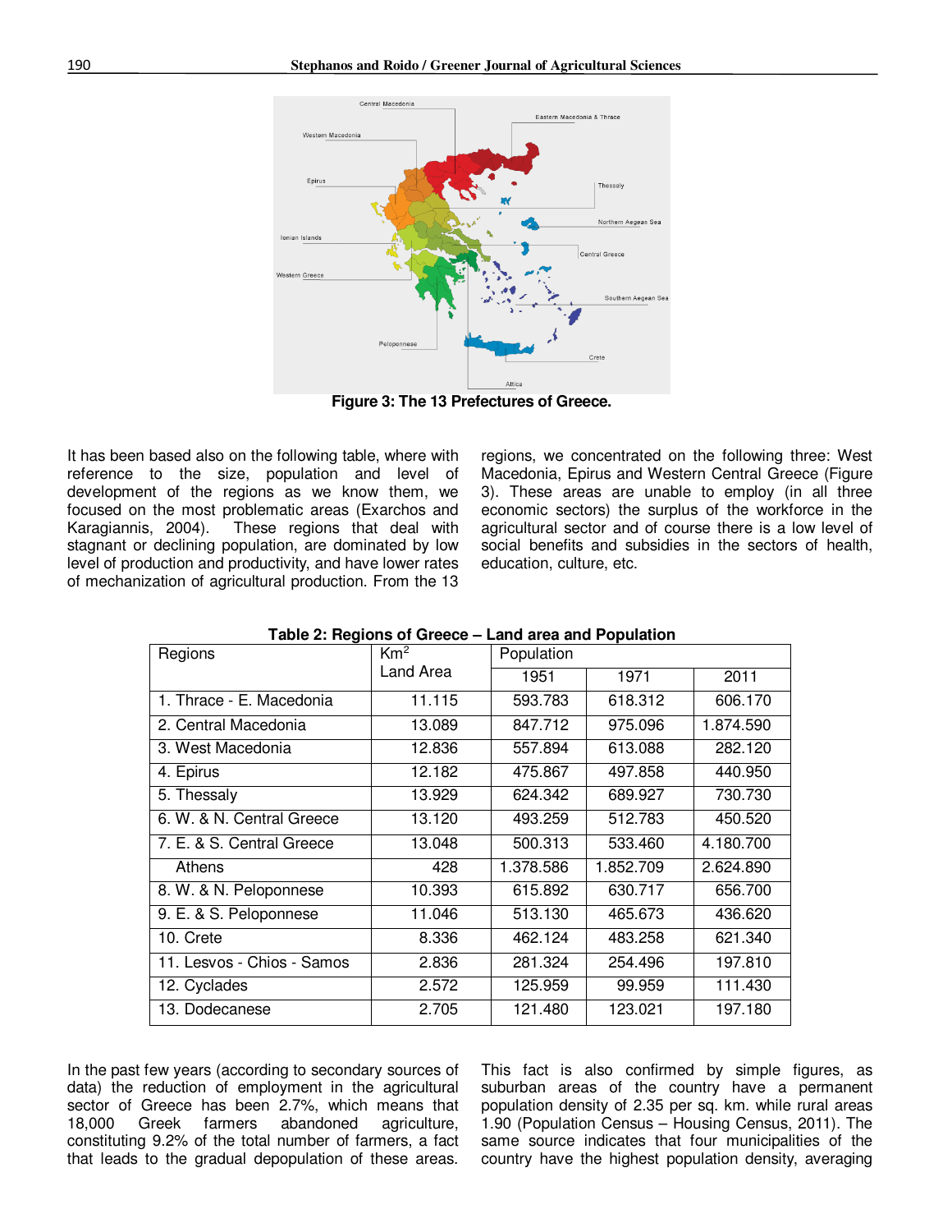Figure 3: The 13 Prefectures of Greece.

It has been based also on the following table, where with reference to the size, population and level of development of the regions as we know them, we focused on the most problematic areas (Exarchos and Karagiannis, 2004). These regions that deal with stagnant or declining population, are dominated by low level of production and productivity, and have lower rates of mechanization of agricultural production. From the 13 regions, we concentrated on the following three: West Macedonia, Epirus and Western Central Greece (Figure 3). These areas are unable to employ (in all three economic sectors) the surplus of the workforce in the agricultural sector and of course there is a low level of social benefits and subsidies in the sectors of health, education, culture, etc.

**Table 2: Regions of Greece – Land area and Population**

| Regions | Km² Land Area | Population | | |
|---|---|---|---|---|
| | | 1951 | 1971 | 2011 |
| 1. Thrace - E. Macedonia | 11.115 | 593.783 | 618.312 | 606.170 |
| 2. Central Macedonia | 13.089 | 847.712 | 975.096 | 1.874.590 |
| 3. West Macedonia | 12.836 | 557.894 | 613.088 | 282.120 |
| 4. Epirus | 12.182 | 475.867 | 497.858 | 440.950 |
| 5. Thessaly | 13.929 | 624.342 | 689.927 | 730.730 |
| 6. W. & N. Central Greece | 13.120 | 493.259 | 512.783 | 450.520 |
| 7. E. & S. Central Greece | 13.048 | 500.313 | 533.460 | 4.180.700 |
| Athens | 428 | 1.378.586 | 1.852.709 | 2.624.890 |
| 8. W. & N. Peloponnese | 10.393 | 615.892 | 630.717 | 656.700 |
| 9. E. & S. Peloponnese | 11.046 | 513.130 | 465.673 | 436.620 |
| 10. Crete | 8.336 | 462.124 | 483.258 | 621.340 |
| 11. Lesvos - Chios - Samos | 2.836 | 281.324 | 254.496 | 197.810 |
| 12. Cyclades | 2.572 | 125.959 | 99.959 | 111.430 |
| 13. Dodecanese | 2.705 | 121.480 | 123.021 | 197.180 |

In the past few years (according to secondary sources of data) the reduction of employment in the agricultural sector of Greece has been 2.7%, which means that 18,000 Greek farmers abandoned agriculture, constituting 9.2% of the total number of farmers, a fact that leads to the gradual depopulation of these areas. This fact is also confirmed by simple figures, as suburban areas of the country have a permanent population density of 2.35 per sq. km. while rural areas 1.90 (Population Census – Housing Census, 2011). The same source indicates that four municipalities of the country have the highest population density, averaging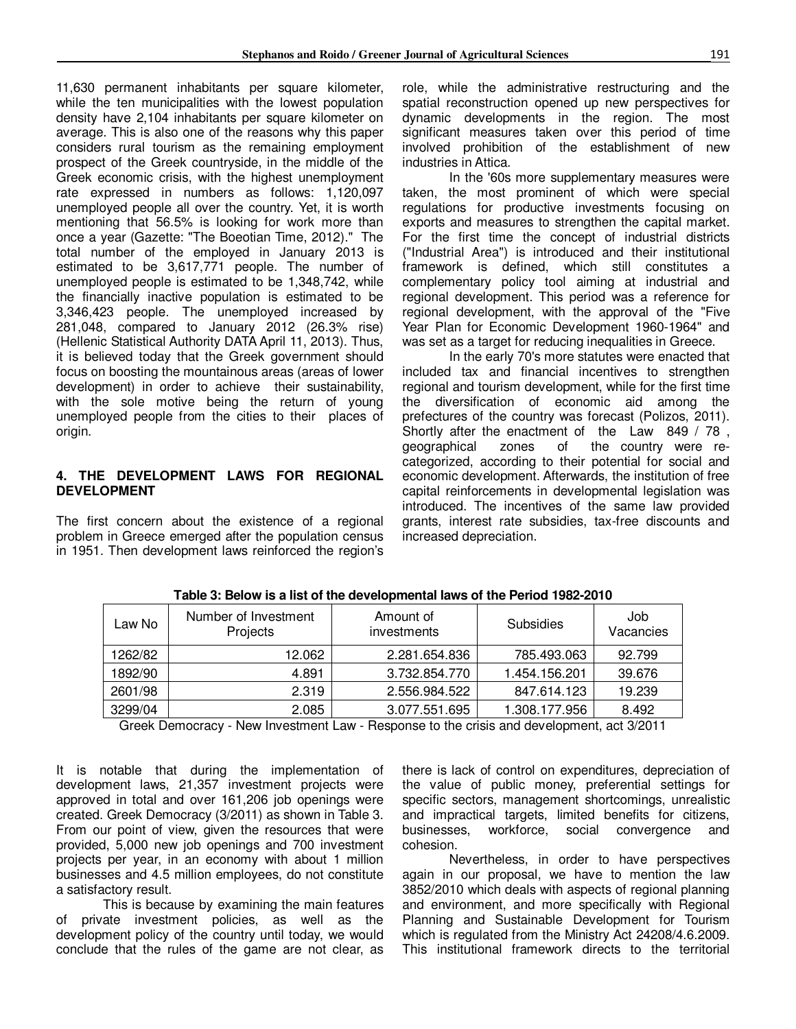11,630 permanent inhabitants per square kilometer, while the ten municipalities with the lowest population density have 2,104 inhabitants per square kilometer on average. This is also one of the reasons why this paper considers rural tourism as the remaining employment prospect of the Greek countryside, in the middle of the Greek economic crisis, with the highest unemployment rate expressed in numbers as follows: 1,120,097 unemployed people all over the country. Yet, it is worth mentioning that 56.5% is looking for work more than once a year (Gazette: "The Boeotian Time, 2012)." The total number of the employed in January 2013 is estimated to be 3,617,771 people. The number of unemployed people is estimated to be 1,348,742, while the financially inactive population is estimated to be 3,346,423 people. The unemployed increased by 281,048, compared to January 2012 (26.3% rise) (Hellenic Statistical Authority DATA April 11, 2013). Thus, it is believed today that the Greek government should focus on boosting the mountainous areas (areas of lower development) in order to achieve their sustainability, with the sole motive being the return of young unemployed people from the cities to their places of origin.

## 4. THE DEVELOPMENT LAWS FOR REGIONAL DEVELOPMENT

The first concern about the existence of a regional problem in Greece emerged after the population census in 1951. Then development laws reinforced the region's role, while the administrative restructuring and the spatial reconstruction opened up new perspectives for dynamic developments in the region. The most significant measures taken over this period of time involved prohibition of the establishment of new industries in Attica.

In the '60s more supplementary measures were taken, the most prominent of which were special regulations for productive investments focusing on exports and measures to strengthen the capital market. For the first time the concept of industrial districts ("Industrial Area") is introduced and their institutional framework is defined, which still constitutes a complementary policy tool aiming at industrial and regional development. This period was a reference for regional development, with the approval of the "Five Year Plan for Economic Development 1960-1964" and was set as a target for reducing inequalities in Greece.

In the early 70's more statutes were enacted that included tax and financial incentives to strengthen regional and tourism development, while for the first time the diversification of economic aid among the prefectures of the country was forecast (Polizos, 2011). Shortly after the enactment of the Law 849 / 78 , geographical zones of the country were re-categorized, according to their potential for social and economic development. Afterwards, the institution of free capital reinforcements in developmental legislation was introduced. The incentives of the same law provided grants, interest rate subsidies, tax-free discounts and increased depreciation.

**Table 3: Below is a list of the developmental laws of the Period 1982-2010**

| Law No | Number of Investment Projects | Amount of investments | Subsidies | Job Vacancies |
|---|---|---|---|---|
| 1262/82 | 12.062 | 2.281.654.836 | 785.493.063 | 92.799 |
| 1892/90 | 4.891 | 3.732.854.770 | 1.454.156.201 | 39.676 |
| 2601/98 | 2.319 | 2.556.984.522 | 847.614.123 | 19.239 |
| 3299/04 | 2.085 | 3.077.551.695 | 1.308.177.956 | 8.492 |

Greek Democracy - New Investment Law - Response to the crisis and development, act 3/2011

It is notable that during the implementation of development laws, 21,357 investment projects were approved in total and over 161,206 job openings were created. Greek Democracy (3/2011) as shown in Table 3. From our point of view, given the resources that were provided, 5,000 new job openings and 700 investment projects per year, in an economy with about 1 million businesses and 4.5 million employees, do not constitute a satisfactory result.

This is because by examining the main features of private investment policies, as well as the development policy of the country until today, we would conclude that the rules of the game are not clear, as there is lack of control on expenditures, depreciation of the value of public money, preferential settings for specific sectors, management shortcomings, unrealistic and impractical targets, limited benefits for citizens, businesses, workforce, social convergence and cohesion.

Nevertheless, in order to have perspectives again in our proposal, we have to mention the law 3852/2010 which deals with aspects of regional planning and environment, and more specifically with Regional Planning and Sustainable Development for Tourism which is regulated from the Ministry Act 24208/4.6.2009. This institutional framework directs to the territorial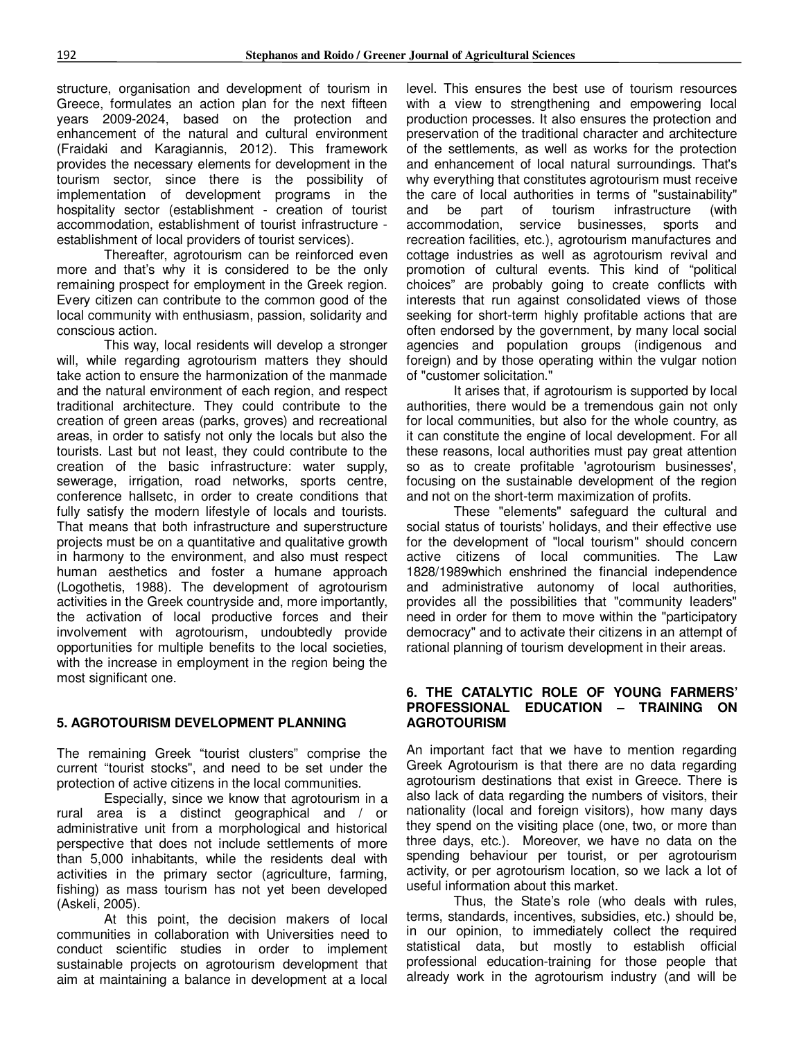structure, organisation and development of tourism in Greece, formulates an action plan for the next fifteen years 2009-2024, based on the protection and enhancement of the natural and cultural environment (Fraidaki and Karagiannis, 2012). This framework provides the necessary elements for development in the tourism sector, since there is the possibility of implementation of development programs in the hospitality sector (establishment - creation of tourist accommodation, establishment of tourist infrastructure - establishment of local providers of tourist services).

Thereafter, agrotourism can be reinforced even more and that's why it is considered to be the only remaining prospect for employment in the Greek region. Every citizen can contribute to the common good of the local community with enthusiasm, passion, solidarity and conscious action.

This way, local residents will develop a stronger will, while regarding agrotourism matters they should take action to ensure the harmonization of the manmade and the natural environment of each region, and respect traditional architecture. They could contribute to the creation of green areas (parks, groves) and recreational areas, in order to satisfy not only the locals but also the tourists. Last but not least, they could contribute to the creation of the basic infrastructure: water supply, sewerage, irrigation, road networks, sports centre, conference hallsetc, in order to create conditions that fully satisfy the modern lifestyle of locals and tourists. That means that both infrastructure and superstructure projects must be on a quantitative and qualitative growth in harmony to the environment, and also must respect human aesthetics and foster a humane approach (Logothetis, 1988). The development of agrotourism activities in the Greek countryside and, more importantly, the activation of local productive forces and their involvement with agrotourism, undoubtedly provide opportunities for multiple benefits to the local societies, with the increase in employment in the region being the most significant one.

## 5. AGROTOURISM DEVELOPMENT PLANNING

The remaining Greek "tourist clusters" comprise the current "tourist stocks", and need to be set under the protection of active citizens in the local communities.

Especially, since we know that agrotourism in a rural area is a distinct geographical and / or administrative unit from a morphological and historical perspective that does not include settlements of more than 5,000 inhabitants, while the residents deal with activities in the primary sector (agriculture, farming, fishing) as mass tourism has not yet been developed (Askeli, 2005).

At this point, the decision makers of local communities in collaboration with Universities need to conduct scientific studies in order to implement sustainable projects on agrotourism development that aim at maintaining a balance in development at a local level. This ensures the best use of tourism resources with a view to strengthening and empowering local production processes. It also ensures the protection and preservation of the traditional character and architecture of the settlements, as well as works for the protection and enhancement of local natural surroundings. That's why everything that constitutes agrotourism must receive the care of local authorities in terms of "sustainability" and be part of tourism infrastructure (with accommodation, service businesses, sports and recreation facilities, etc.), agrotourism manufactures and cottage industries as well as agrotourism revival and promotion of cultural events. This kind of "political choices" are probably going to create conflicts with interests that run against consolidated views of those seeking for short-term highly profitable actions that are often endorsed by the government, by many local social agencies and population groups (indigenous and foreign) and by those operating within the vulgar notion of "customer solicitation."

It arises that, if agrotourism is supported by local authorities, there would be a tremendous gain not only for local communities, but also for the whole country, as it can constitute the engine of local development. For all these reasons, local authorities must pay great attention so as to create profitable 'agrotourism businesses', focusing on the sustainable development of the region and not on the short-term maximization of profits.

These "elements" safeguard the cultural and social status of tourists' holidays, and their effective use for the development of "local tourism" should concern active citizens of local communities. The Law 1828/1989which enshrined the financial independence and administrative autonomy of local authorities, provides all the possibilities that "community leaders" need in order for them to move within the "participatory democracy" and to activate their citizens in an attempt of rational planning of tourism development in their areas.

## 6. THE CATALYTIC ROLE OF YOUNG FARMERS' PROFESSIONAL EDUCATION – TRAINING ON AGROTOURISM

An important fact that we have to mention regarding Greek Agrotourism is that there are no data regarding agrotourism destinations that exist in Greece. There is also lack of data regarding the numbers of visitors, their nationality (local and foreign visitors), how many days they spend on the visiting place (one, two, or more than three days, etc.). Moreover, we have no data on the spending behaviour per tourist, or per agrotourism activity, or per agrotourism location, so we lack a lot of useful information about this market.

Thus, the State's role (who deals with rules, terms, standards, incentives, subsidies, etc.) should be, in our opinion, to immediately collect the required statistical data, but mostly to establish official professional education-training for those people that already work in the agrotourism industry (and will be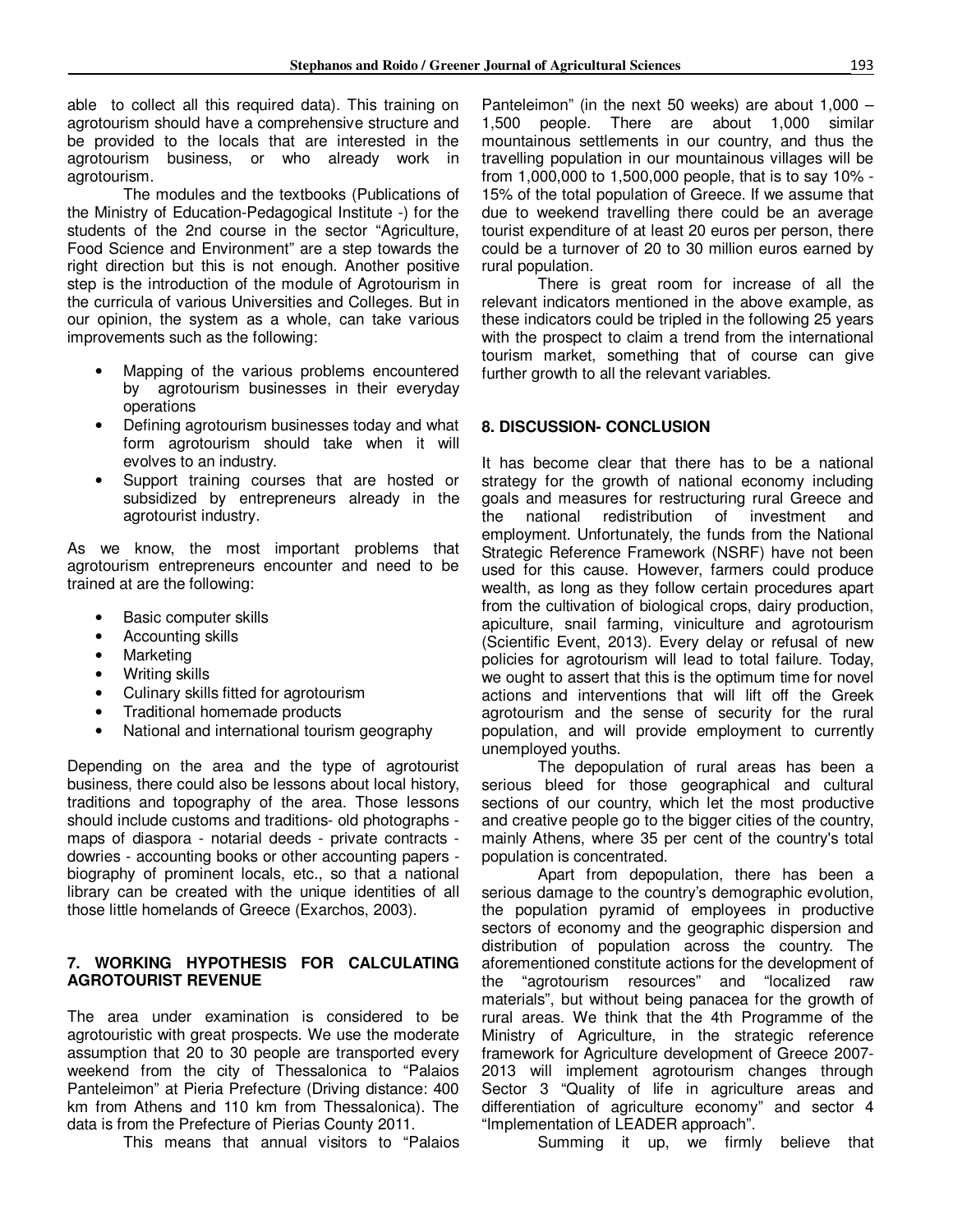able to collect all this required data). This training on agrotourism should have a comprehensive structure and be provided to the locals that are interested in the agrotourism business, or who already work in agrotourism.

The modules and the textbooks (Publications of the Ministry of Education-Pedagogical Institute -) for the students of the 2nd course in the sector "Agriculture, Food Science and Environment" are a step towards the right direction but this is not enough. Another positive step is the introduction of the module of Agrotourism in the curricula of various Universities and Colleges. But in our opinion, the system as a whole, can take various improvements such as the following:

- Mapping of the various problems encountered by agrotourism businesses in their everyday operations
- Defining agrotourism businesses today and what form agrotourism should take when it will evolves to an industry.
- Support training courses that are hosted or subsidized by entrepreneurs already in the agrotourist industry.

As we know, the most important problems that agrotourism entrepreneurs encounter and need to be trained at are the following:

- Basic computer skills
- Accounting skills
- Marketing
- Writing skills
- Culinary skills fitted for agrotourism
- Traditional homemade products
- National and international tourism geography

Depending on the area and the type of agrotourist business, there could also be lessons about local history, traditions and topography of the area. Those lessons should include customs and traditions- old photographs - maps of diaspora - notarial deeds - private contracts - dowries - accounting books or other accounting papers - biography of prominent locals, etc., so that a national library can be created with the unique identities of all those little homelands of Greece (Exarchos, 2003).

## 7. WORKING HYPOTHESIS FOR CALCULATING AGROTOURIST REVENUE

The area under examination is considered to be agrotouristic with great prospects. We use the moderate assumption that 20 to 30 people are transported every weekend from the city of Thessalonica to "Palaios Panteleimon" at Pieria Prefecture (Driving distance: 400 km from Athens and 110 km from Thessalonica). The data is from the Prefecture of Pierias County 2011.

This means that annual visitors to "Palaios Panteleimon" (in the next 50 weeks) are about 1,000 – 1,500 people. There are about 1,000 similar mountainous settlements in our country, and thus the travelling population in our mountainous villages will be from 1,000,000 to 1,500,000 people, that is to say 10% - 15% of the total population of Greece. If we assume that due to weekend travelling there could be an average tourist expenditure of at least 20 euros per person, there could be a turnover of 20 to 30 million euros earned by rural population.

There is great room for increase of all the relevant indicators mentioned in the above example, as these indicators could be tripled in the following 25 years with the prospect to claim a trend from the international tourism market, something that of course can give further growth to all the relevant variables.

## 8. DISCUSSION- CONCLUSION

It has become clear that there has to be a national strategy for the growth of national economy including goals and measures for restructuring rural Greece and the national redistribution of investment and employment. Unfortunately, the funds from the National Strategic Reference Framework (NSRF) have not been used for this cause. However, farmers could produce wealth, as long as they follow certain procedures apart from the cultivation of biological crops, dairy production, apiculture, snail farming, viniculture and agrotourism (Scientific Event, 2013). Every delay or refusal of new policies for agrotourism will lead to total failure. Today, we ought to assert that this is the optimum time for novel actions and interventions that will lift off the Greek agrotourism and the sense of security for the rural population, and will provide employment to currently unemployed youths.

The depopulation of rural areas has been a serious bleed for those geographical and cultural sections of our country, which let the most productive and creative people go to the bigger cities of the country, mainly Athens, where 35 per cent of the country's total population is concentrated.

Apart from depopulation, there has been a serious damage to the country's demographic evolution, the population pyramid of employees in productive sectors of economy and the geographic dispersion and distribution of population across the country. The aforementioned constitute actions for the development of the "agrotourism resources" and "localized raw materials", but without being panacea for the growth of rural areas. We think that the 4th Programme of the Ministry of Agriculture, in the strategic reference framework for Agriculture development of Greece 2007-2013 will implement agrotourism changes through Sector 3 "Quality of life in agriculture areas and differentiation of agriculture economy" and sector 4 "Implementation of LEADER approach".

Summing it up, we firmly believe that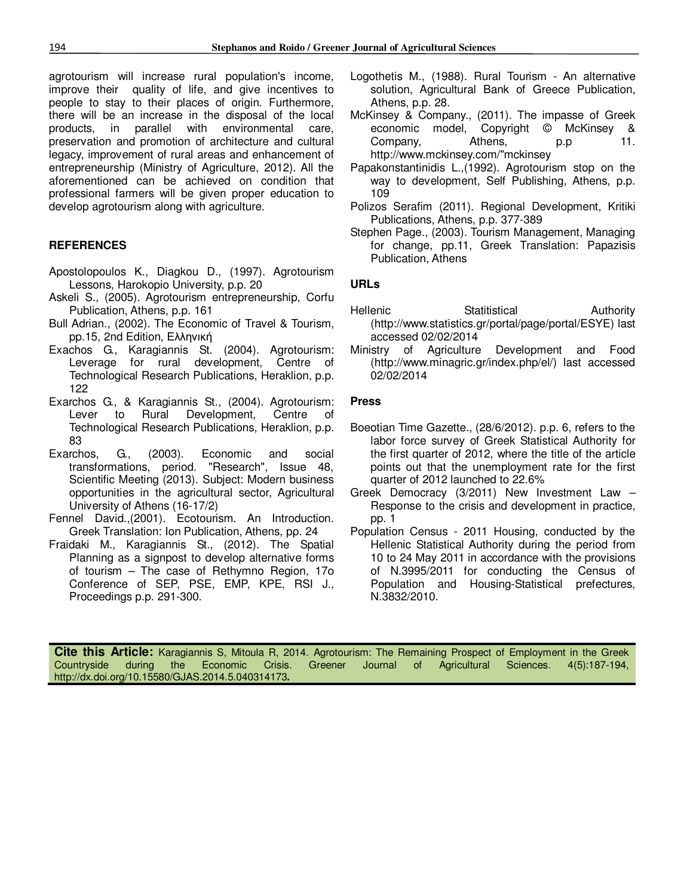agrotourism will increase rural population's income, improve their quality of life, and give incentives to people to stay to their places of origin. Furthermore, there will be an increase in the disposal of the local products, in parallel with environmental care, preservation and promotion of architecture and cultural legacy, improvement of rural areas and enhancement of entrepreneurship (Ministry of Agriculture, 2012). All the aforementioned can be achieved on condition that professional farmers will be given proper education to develop agrotourism along with agriculture.

## REFERENCES

Apostolopoulos K., Diagkou D., (1997). Agrotourism Lessons, Harokopio University, p.p. 20

Askeli S., (2005). Agrotourism entrepreneurship, Corfu Publication, Athens, p.p. 161

Bull Adrian., (2002). The Economic of Travel & Tourism, pp.15, 2nd Edition, Ελληνική

Exachos G., Karagiannis St. (2004). Agrotourism: Leverage for rural development, Centre of Technological Research Publications, Heraklion, p.p. 122

Exarchos G., & Karagiannis St., (2004). Agrotourism: Lever to Rural Development, Centre of Technological Research Publications, Heraklion, p.p. 83

Exarchos, G., (2003). Economic and social transformations, period. "Research", Issue 48, Scientific Meeting (2013). Subject: Modern business opportunities in the agricultural sector, Agricultural University of Athens (16-17/2)

Fennel David.,(2001). Ecotourism. An Introduction. Greek Translation: Ion Publication, Athens, pp. 24

Fraidaki M., Karagiannis St., (2012). The Spatial Planning as a signpost to develop alternative forms of tourism – The case of Rethymno Region, 17o Conference of SEP, PSE, EMP, KPE, RSI J., Proceedings p.p. 291-300.

Logothetis M., (1988). Rural Tourism - An alternative solution, Agricultural Bank of Greece Publication, Athens, p.p. 28.

McKinsey & Company., (2011). The impasse of Greek economic model, Copyright © McKinsey & Company, Athens, p.p 11. http://www.mckinsey.com/"mckinsey

Papakonstantinidis L.,(1992). Agrotourism stop on the way to development, Self Publishing, Athens, p.p. 109

Polizos Serafim (2011). Regional Development, Kritiki Publications, Athens, p.p. 377-389

Stephen Page., (2003). Tourism Management, Managing for change, pp.11, Greek Translation: Papazisis Publication, Athens

### URLs

Hellenic Statitistical Authority (http://www.statistics.gr/portal/page/portal/ESYE) last accessed 02/02/2014

Ministry of Agriculture Development and Food (http://www.minagric.gr/index.php/el/) last accessed 02/02/2014

### Press

Boeotian Time Gazette., (28/6/2012). p.p. 6, refers to the labor force survey of Greek Statistical Authority for the first quarter of 2012, where the title of the article points out that the unemployment rate for the first quarter of 2012 launched to 22.6%

Greek Democracy (3/2011) New Investment Law – Response to the crisis and development in practice, pp. 1

Population Census - 2011 Housing, conducted by the Hellenic Statistical Authority during the period from 10 to 24 May 2011 in accordance with the provisions of N.3995/2011 for conducting the Census of Population and Housing-Statistical prefectures, N.3832/2010.

**Cite this Article:** Karagiannis S, Mitoula R, 2014. Agrotourism: The Remaining Prospect of Employment in the Greek Countryside during the Economic Crisis. Greener Journal of Agricultural Sciences. 4(5):187-194, http://dx.doi.org/10.15580/GJAS.2014.5.040314173.